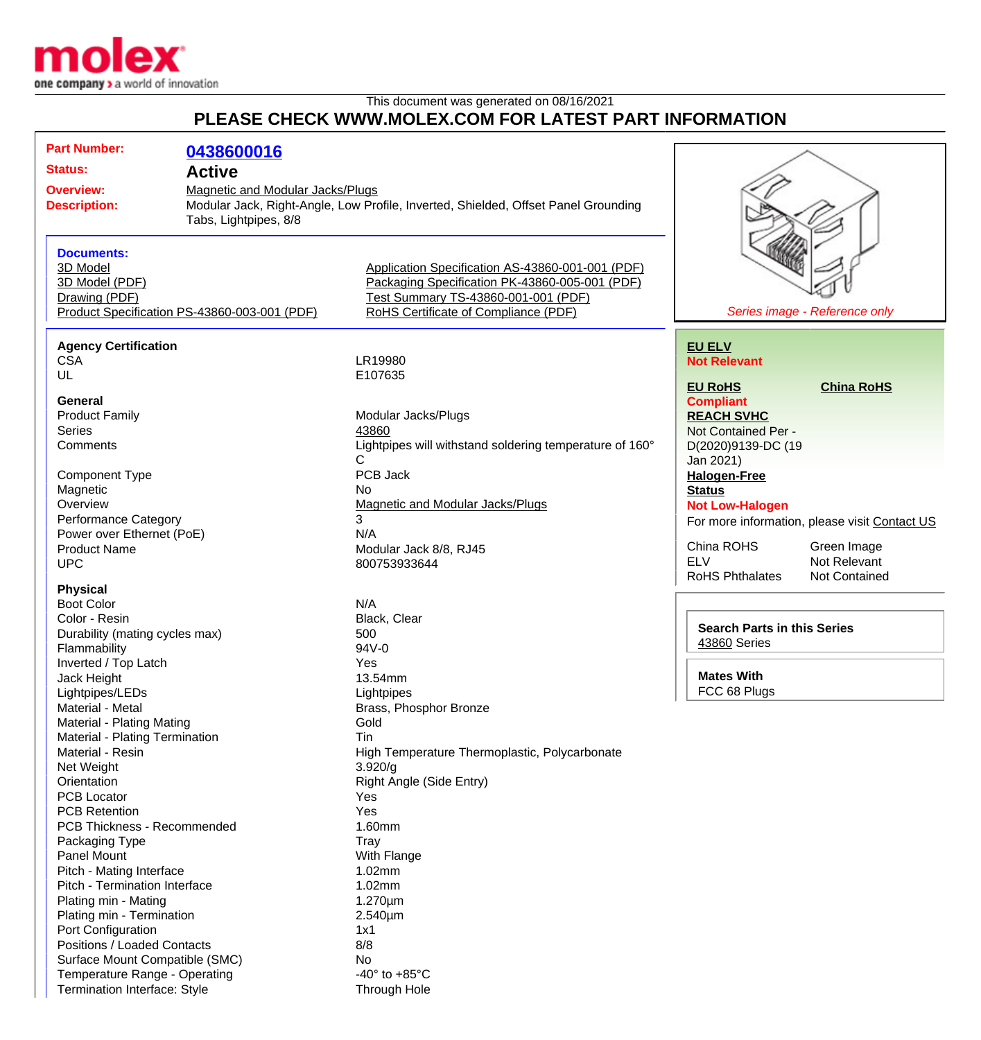This document was generated on 08/16/2021

# PLEASE CHECK WWW.MOLEX.COM FOR LATEST PART INFORMATION

**Part Number:** 0438600016

**Status:** Active

**Overview:** Magnetic and Modular Jacks/Plugs

**Description:** Modular Jack, Right-Angle, Low Profile, Inverted, Shielded, Offset Panel Grounding Tabs, Lightpipes, 8/8

Series image - Reference only

### Documents:

- 3D Model
- 3D Model (PDF)
- Drawing (PDF)
- Product Specification PS-43860-003-001 (PDF)
- Application Specification AS-43860-001-001 (PDF)
- Packaging Specification PK-43860-005-001 (PDF)
- Test Summary TS-43860-001-001 (PDF)
- RoHS Certificate of Compliance (PDF)

**EU ELV**
Not Relevant

**EU RoHS**
Compliant

**China RoHS**

**REACH SVHC**
Not Contained Per - D(2020)9139-DC (19 Jan 2021)

**Halogen-Free Status**
Not Low-Halogen

For more information, please visit Contact US

| | |
|---|---|
| China ROHS | Green Image |
| ELV | Not Relevant |
| RoHS Phthalates | Not Contained |

**Search Parts in this Series**
43860 Series

**Mates With**
FCC 68 Plugs

### Agency Certification

| | |
|---|---|
| CSA | LR19980 |
| UL | E107635 |

### General

| | |
|---|---|
| Product Family | Modular Jacks/Plugs |
| Series | 43860 |
| Comments | Lightpipes will withstand soldering temperature of 160° C |
| Component Type | PCB Jack |
| Magnetic | No |
| Overview | Magnetic and Modular Jacks/Plugs |
| Performance Category | 3 |
| Power over Ethernet (PoE) | N/A |
| Product Name | Modular Jack 8/8, RJ45 |
| UPC | 800753933644 |

### Physical

| | |
|---|---|
| Boot Color | N/A |
| Color - Resin | Black, Clear |
| Durability (mating cycles max) | 500 |
| Flammability | 94V-0 |
| Inverted / Top Latch | Yes |
| Jack Height | 13.54mm |
| Lightpipes/LEDs | Lightpipes |
| Material - Metal | Brass, Phosphor Bronze |
| Material - Plating Mating | Gold |
| Material - Plating Termination | Tin |
| Material - Resin | High Temperature Thermoplastic, Polycarbonate |
| Net Weight | 3.920/g |
| Orientation | Right Angle (Side Entry) |
| PCB Locator | Yes |
| PCB Retention | Yes |
| PCB Thickness - Recommended | 1.60mm |
| Packaging Type | Tray |
| Panel Mount | With Flange |
| Pitch - Mating Interface | 1.02mm |
| Pitch - Termination Interface | 1.02mm |
| Plating min - Mating | 1.270µm |
| Plating min - Termination | 2.540µm |
| Port Configuration | 1x1 |
| Positions / Loaded Contacts | 8/8 |
| Surface Mount Compatible (SMC) | No |
| Temperature Range - Operating | -40° to +85°C |
| Termination Interface: Style | Through Hole |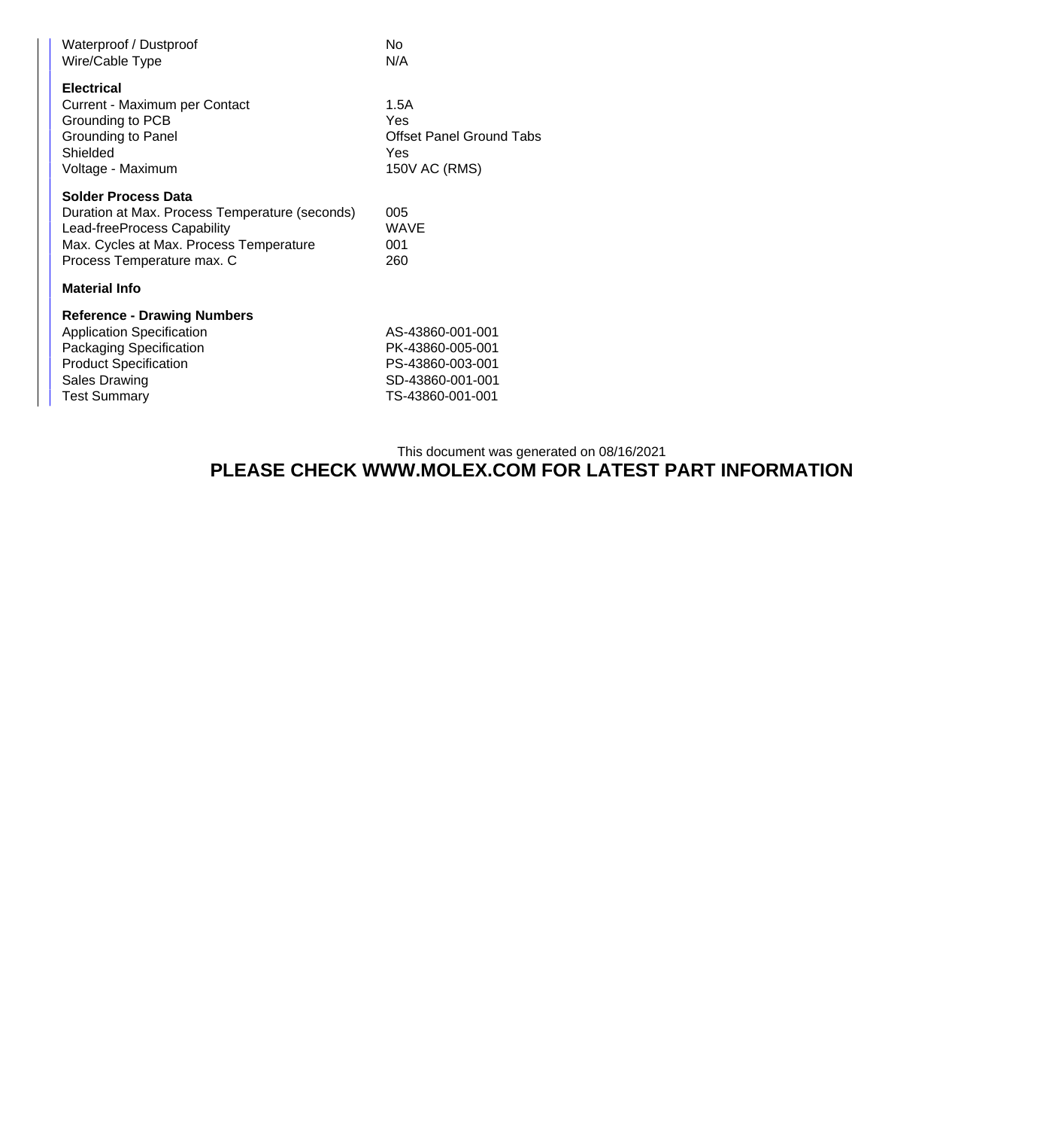| | |
|---|---|
| Waterproof / Dustproof | No |
| Wire/Cable Type | N/A |

**Electrical**

| | |
|---|---|
| Current - Maximum per Contact | 1.5A |
| Grounding to PCB | Yes |
| Grounding to Panel | Offset Panel Ground Tabs |
| Shielded | Yes |
| Voltage - Maximum | 150V AC (RMS) |

**Solder Process Data**

| | |
|---|---|
| Duration at Max. Process Temperature (seconds) | 005 |
| Lead-freeProcess Capability | WAVE |
| Max. Cycles at Max. Process Temperature | 001 |
| Process Temperature max. C | 260 |

**Material Info**

**Reference - Drawing Numbers**

| | |
|---|---|
| Application Specification | AS-43860-001-001 |
| Packaging Specification | PK-43860-005-001 |
| Product Specification | PS-43860-003-001 |
| Sales Drawing | SD-43860-001-001 |
| Test Summary | TS-43860-001-001 |

This document was generated on 08/16/2021

**PLEASE CHECK WWW.MOLEX.COM FOR LATEST PART INFORMATION**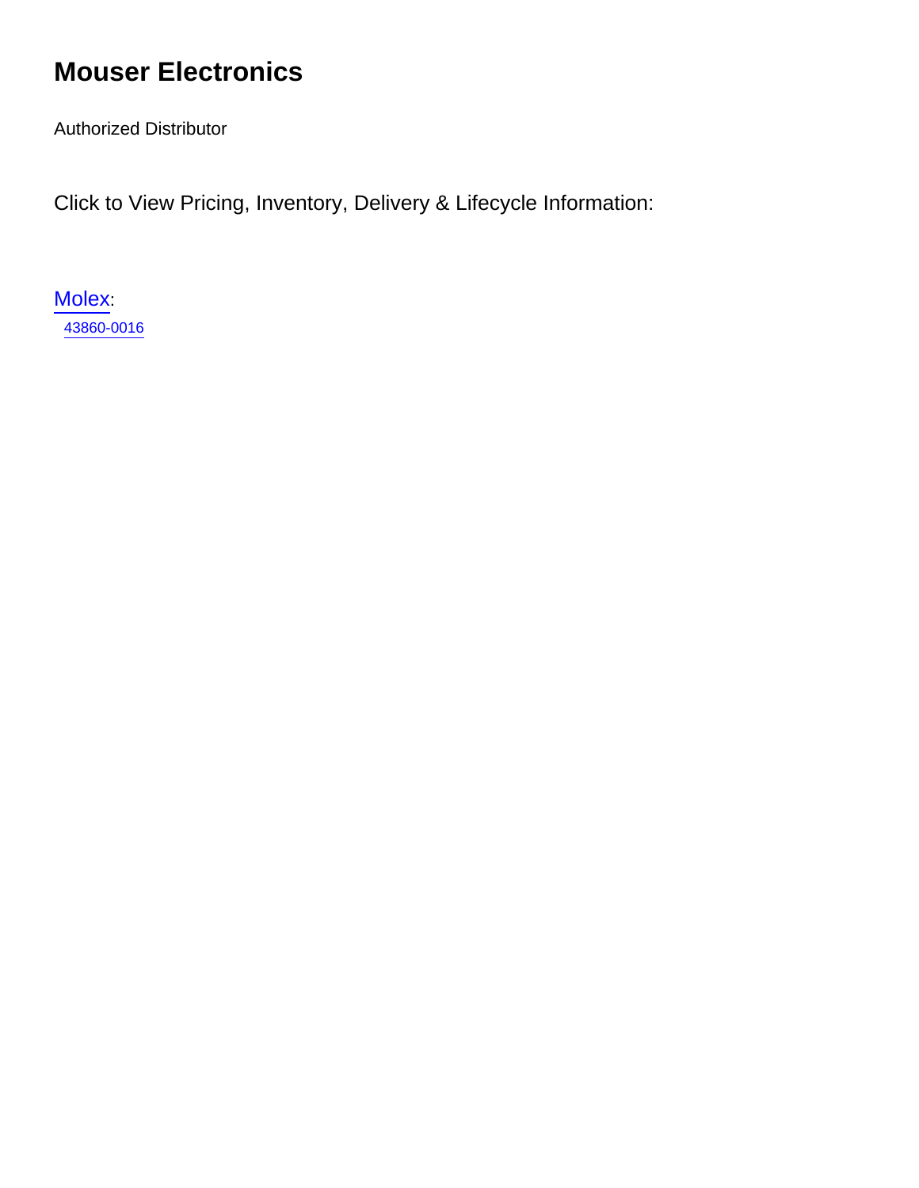# Mouser Electronics

Authorized Distributor

Click to View Pricing, Inventory, Delivery & Lifecycle Information:

Molex:

43860-0016